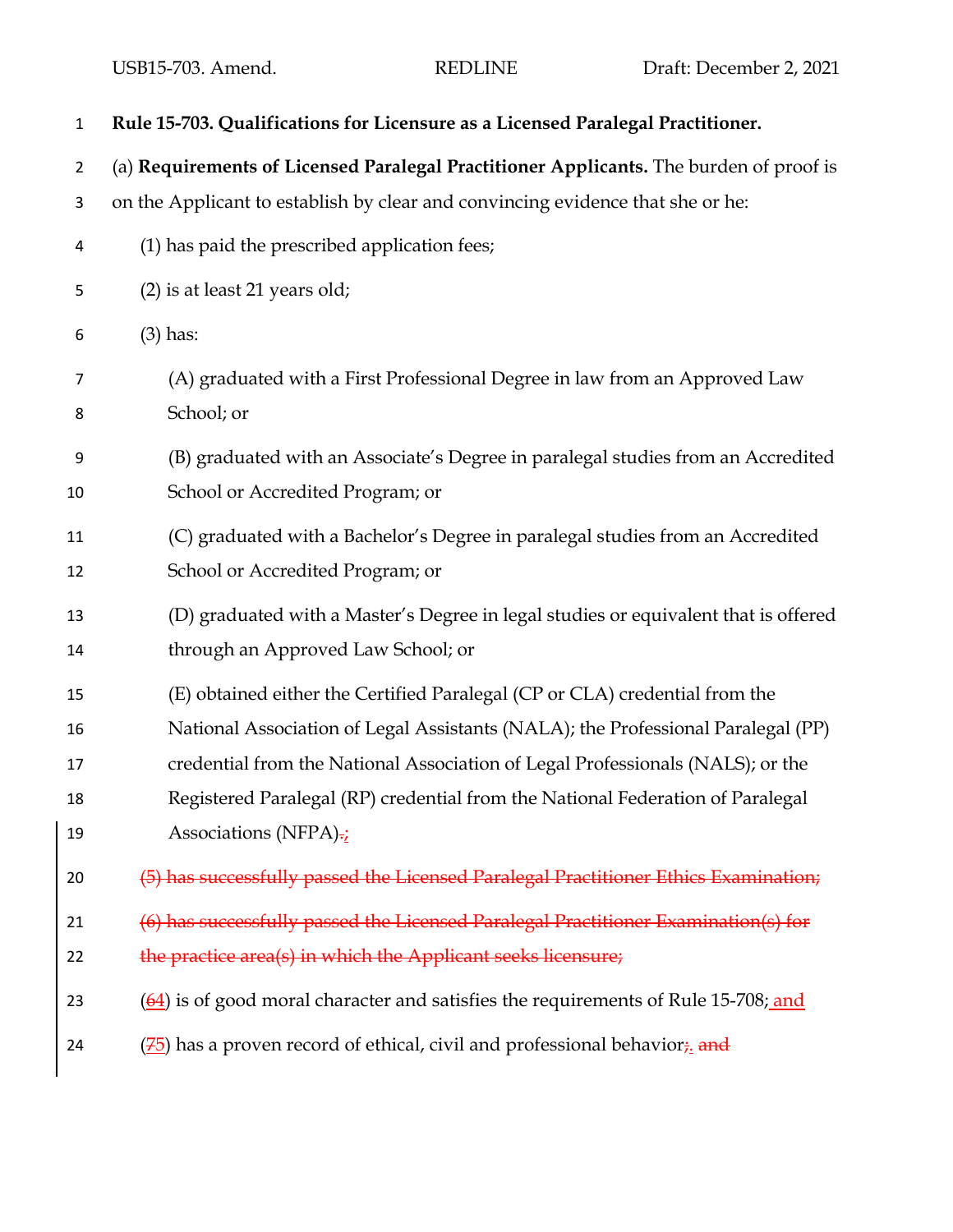**Rule 15-703. Qualifications for Licensure as a Licensed Paralegal Practitioner.**

(a) **Requirements of Licensed Paralegal Practitioner Applicants.** The burden of proof is on the Applicant to establish by clear and convincing evidence that she or he:

(1) has paid the prescribed application fees;

(2) is at least 21 years old;

(3) has:

(A) graduated with a First Professional Degree in law from an Approved Law School; or

(B) graduated with an Associate's Degree in paralegal studies from an Accredited School or Accredited Program; or

(C) graduated with a Bachelor's Degree in paralegal studies from an Accredited School or Accredited Program; or

(D) graduated with a Master's Degree in legal studies or equivalent that is offered through an Approved Law School; or

(E) obtained either the Certified Paralegal (CP or CLA) credential from the National Association of Legal Assistants (NALA); the Professional Paralegal (PP) credential from the National Association of Legal Professionals (NALS); or the Registered Paralegal (RP) credential from the National Federation of Paralegal Associations (NFPA)~~.~~;

~~(5) has successfully passed the Licensed Paralegal Practitioner Ethics Examination;~~

~~(6) has successfully passed the Licensed Paralegal Practitioner Examination(s) for the practice area(s) in which the Applicant seeks licensure;~~

(~~6~~4) is of good moral character and satisfies the requirements of Rule 15-708; and

(~~7~~5) has a proven record of ethical, civil and professional behavior~~;~~. ~~and~~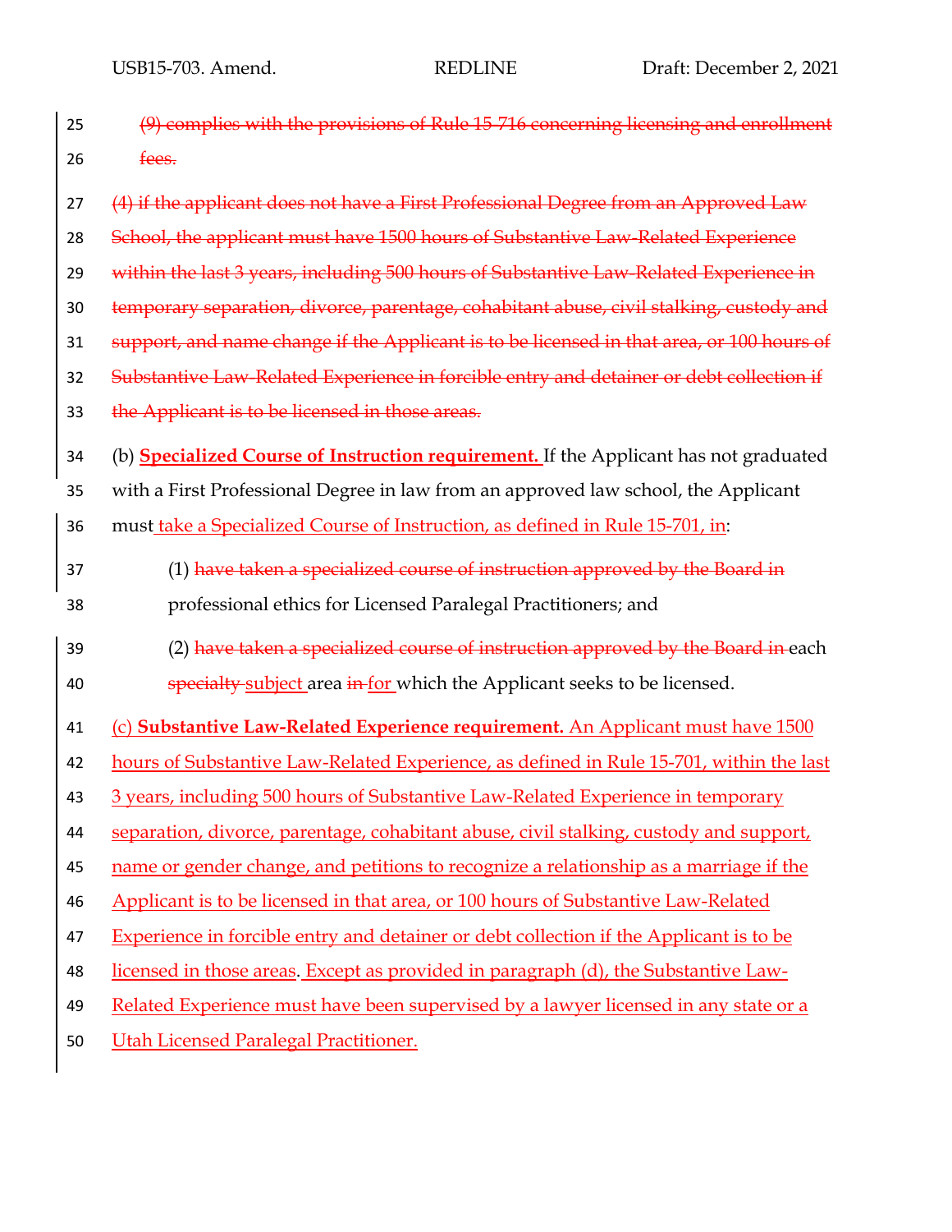~~(9) complies with the provisions of Rule 15-716 concerning licensing and enrollment fees.~~

~~(4) if the applicant does not have a First Professional Degree from an Approved Law School, the applicant must have 1500 hours of Substantive Law-Related Experience within the last 3 years, including 500 hours of Substantive Law-Related Experience in temporary separation, divorce, parentage, cohabitant abuse, civil stalking, custody and support, and name change if the Applicant is to be licensed in that area, or 100 hours of Substantive Law-Related Experience in forcible entry and detainer or debt collection if the Applicant is to be licensed in those areas.~~

(b) **Specialized Course of Instruction requirement.** If the Applicant has not graduated with a First Professional Degree in law from an approved law school, the Applicant must take a Specialized Course of Instruction, as defined in Rule 15-701, in:

(1) ~~have taken a specialized course of instruction approved by the Board in~~ professional ethics for Licensed Paralegal Practitioners; and

(2) ~~have taken a specialized course of instruction approved by the Board in~~ each ~~specialty~~ subject area ~~in~~ for which the Applicant seeks to be licensed.

(c) **Substantive Law-Related Experience requirement.** An Applicant must have 1500 hours of Substantive Law-Related Experience, as defined in Rule 15-701, within the last 3 years, including 500 hours of Substantive Law-Related Experience in temporary separation, divorce, parentage, cohabitant abuse, civil stalking, custody and support, name or gender change, and petitions to recognize a relationship as a marriage if the Applicant is to be licensed in that area, or 100 hours of Substantive Law-Related Experience in forcible entry and detainer or debt collection if the Applicant is to be licensed in those areas. Except as provided in paragraph (d), the Substantive Law-Related Experience must have been supervised by a lawyer licensed in any state or a Utah Licensed Paralegal Practitioner.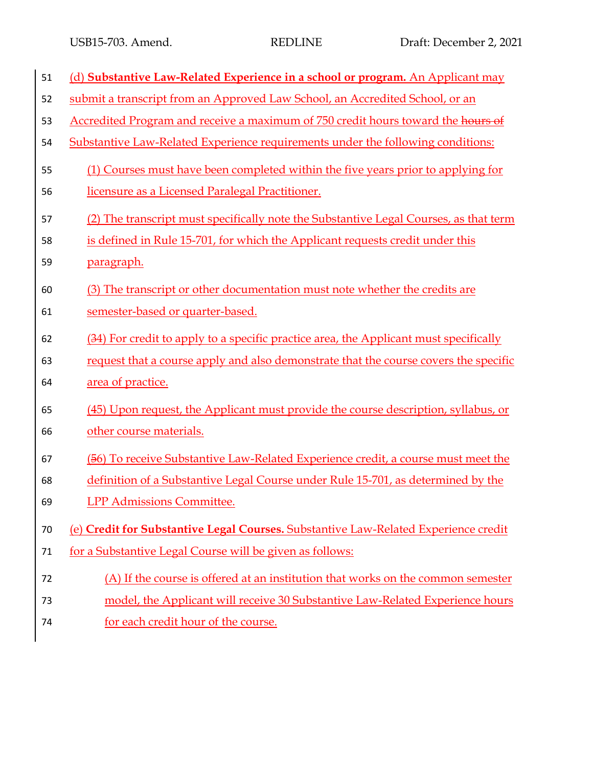(d) **Substantive Law-Related Experience in a school or program.** An Applicant may submit a transcript from an Approved Law School, an Accredited School, or an Accredited Program and receive a maximum of 750 credit hours toward the ~~hours of~~ Substantive Law-Related Experience requirements under the following conditions:

(1) Courses must have been completed within the five years prior to applying for licensure as a Licensed Paralegal Practitioner.

(2) The transcript must specifically note the Substantive Legal Courses, as that term is defined in Rule 15-701, for which the Applicant requests credit under this paragraph.

(3) The transcript or other documentation must note whether the credits are semester-based or quarter-based.

(~~3~~4) For credit to apply to a specific practice area, the Applicant must specifically request that a course apply and also demonstrate that the course covers the specific area of practice.

(~~4~~5) Upon request, the Applicant must provide the course description, syllabus, or other course materials.

(~~5~~6) To receive Substantive Law-Related Experience credit, a course must meet the definition of a Substantive Legal Course under Rule 15-701, as determined by the LPP Admissions Committee.

(e) **Credit for Substantive Legal Courses.** Substantive Law-Related Experience credit for a Substantive Legal Course will be given as follows:

(A) If the course is offered at an institution that works on the common semester model, the Applicant will receive 30 Substantive Law-Related Experience hours for each credit hour of the course.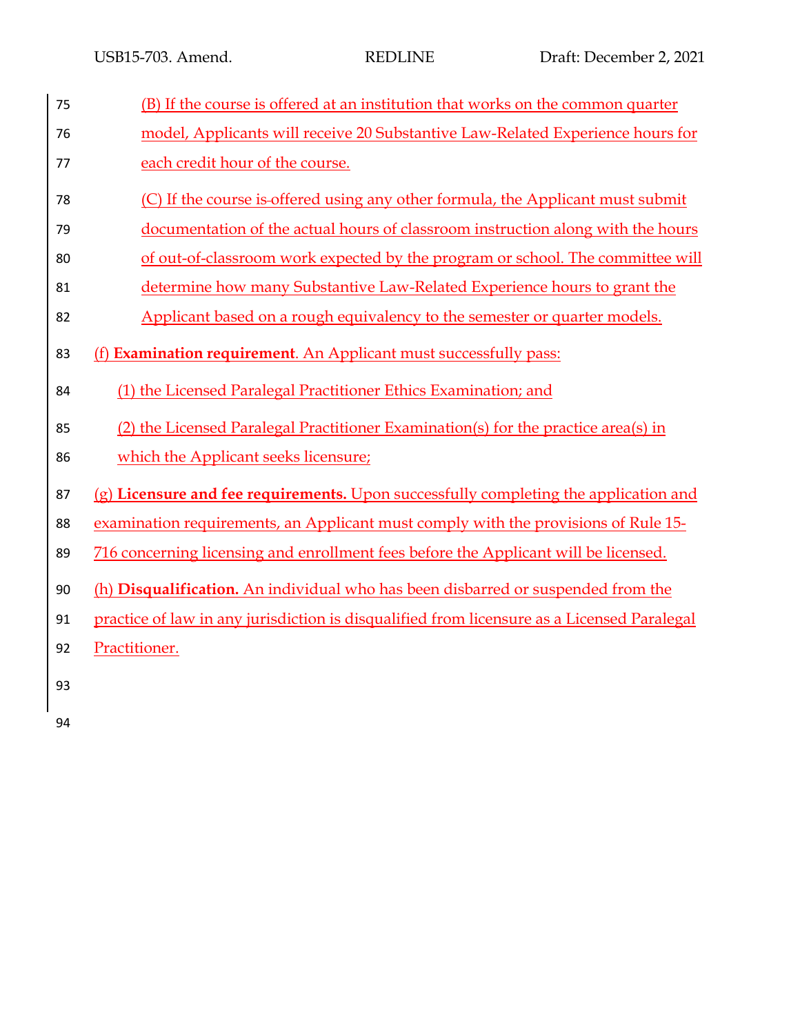(B) If the course is offered at an institution that works on the common quarter model, Applicants will receive 20 Substantive Law-Related Experience hours for each credit hour of the course.

(C) If the course is offered using any other formula, the Applicant must submit documentation of the actual hours of classroom instruction along with the hours of out-of-classroom work expected by the program or school. The committee will determine how many Substantive Law-Related Experience hours to grant the Applicant based on a rough equivalency to the semester or quarter models.

(f) **Examination requirement**. An Applicant must successfully pass:

(1) the Licensed Paralegal Practitioner Ethics Examination; and

(2) the Licensed Paralegal Practitioner Examination(s) for the practice area(s) in which the Applicant seeks licensure;

(g) **Licensure and fee requirements.** Upon successfully completing the application and examination requirements, an Applicant must comply with the provisions of Rule 15-716 concerning licensing and enrollment fees before the Applicant will be licensed.

(h) **Disqualification.** An individual who has been disbarred or suspended from the practice of law in any jurisdiction is disqualified from licensure as a Licensed Paralegal Practitioner.